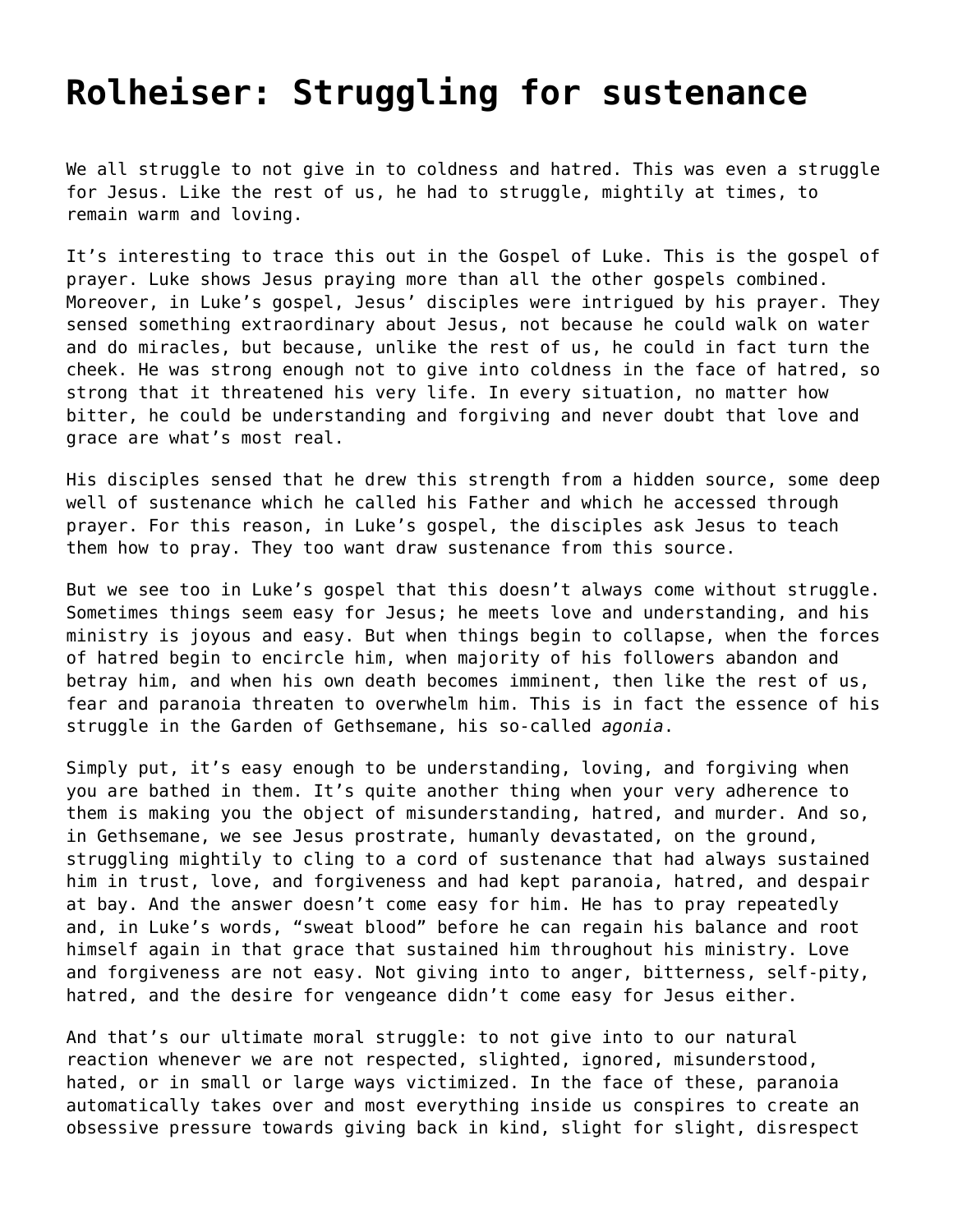# Rolheiser: Struggling for sustenance

We all struggle to not give in to coldness and hatred. This was even a struggle for Jesus. Like the rest of us, he had to struggle, mightily at times, to remain warm and loving.

It's interesting to trace this out in the Gospel of Luke. This is the gospel of prayer. Luke shows Jesus praying more than all the other gospels combined. Moreover, in Luke's gospel, Jesus' disciples were intrigued by his prayer. They sensed something extraordinary about Jesus, not because he could walk on water and do miracles, but because, unlike the rest of us, he could in fact turn the cheek. He was strong enough not to give into coldness in the face of hatred, so strong that it threatened his very life. In every situation, no matter how bitter, he could be understanding and forgiving and never doubt that love and grace are what's most real.

His disciples sensed that he drew this strength from a hidden source, some deep well of sustenance which he called his Father and which he accessed through prayer. For this reason, in Luke's gospel, the disciples ask Jesus to teach them how to pray. They too want draw sustenance from this source.

But we see too in Luke's gospel that this doesn't always come without struggle. Sometimes things seem easy for Jesus; he meets love and understanding, and his ministry is joyous and easy. But when things begin to collapse, when the forces of hatred begin to encircle him, when majority of his followers abandon and betray him, and when his own death becomes imminent, then like the rest of us, fear and paranoia threaten to overwhelm him. This is in fact the essence of his struggle in the Garden of Gethsemane, his so-called *agonia*.

Simply put, it's easy enough to be understanding, loving, and forgiving when you are bathed in them. It's quite another thing when your very adherence to them is making you the object of misunderstanding, hatred, and murder. And so, in Gethsemane, we see Jesus prostrate, humanly devastated, on the ground, struggling mightily to cling to a cord of sustenance that had always sustained him in trust, love, and forgiveness and had kept paranoia, hatred, and despair at bay. And the answer doesn't come easy for him. He has to pray repeatedly and, in Luke's words, "sweat blood" before he can regain his balance and root himself again in that grace that sustained him throughout his ministry. Love and forgiveness are not easy. Not giving into to anger, bitterness, self-pity, hatred, and the desire for vengeance didn't come easy for Jesus either.

And that's our ultimate moral struggle: to not give into to our natural reaction whenever we are not respected, slighted, ignored, misunderstood, hated, or in small or large ways victimized. In the face of these, paranoia automatically takes over and most everything inside us conspires to create an obsessive pressure towards giving back in kind, slight for slight, disrespect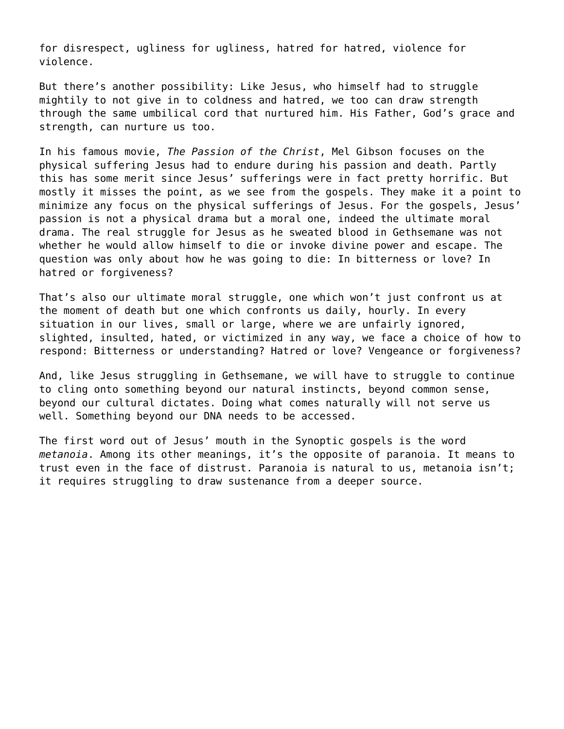for disrespect, ugliness for ugliness, hatred for hatred, violence for violence.

But there’s another possibility: Like Jesus, who himself had to struggle mightily to not give in to coldness and hatred, we too can draw strength through the same umbilical cord that nurtured him. His Father, God’s grace and strength, can nurture us too.

In his famous movie, *The Passion of the Christ*, Mel Gibson focuses on the physical suffering Jesus had to endure during his passion and death. Partly this has some merit since Jesus’ sufferings were in fact pretty horrific. But mostly it misses the point, as we see from the gospels. They make it a point to minimize any focus on the physical sufferings of Jesus. For the gospels, Jesus’ passion is not a physical drama but a moral one, indeed the ultimate moral drama. The real struggle for Jesus as he sweated blood in Gethsemane was not whether he would allow himself to die or invoke divine power and escape. The question was only about how he was going to die: In bitterness or love? In hatred or forgiveness?

That’s also our ultimate moral struggle, one which won’t just confront us at the moment of death but one which confronts us daily, hourly. In every situation in our lives, small or large, where we are unfairly ignored, slighted, insulted, hated, or victimized in any way, we face a choice of how to respond: Bitterness or understanding? Hatred or love? Vengeance or forgiveness?

And, like Jesus struggling in Gethsemane, we will have to struggle to continue to cling onto something beyond our natural instincts, beyond common sense, beyond our cultural dictates. Doing what comes naturally will not serve us well. Something beyond our DNA needs to be accessed.

The first word out of Jesus’ mouth in the Synoptic gospels is the word *metanoia*. Among its other meanings, it’s the opposite of paranoia. It means to trust even in the face of distrust. Paranoia is natural to us, metanoia isn’t; it requires struggling to draw sustenance from a deeper source.